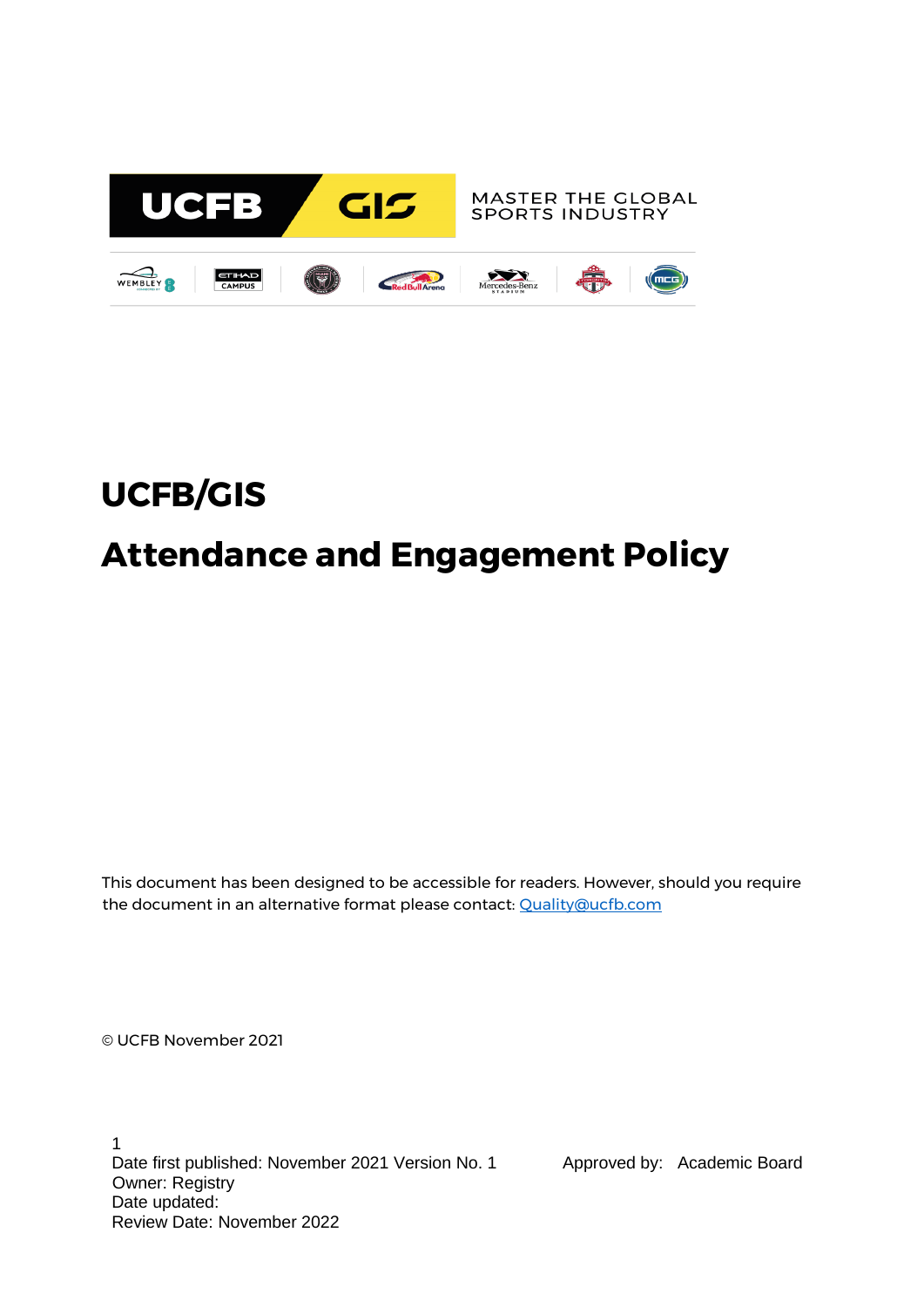# UCFB/GIS

# Attendance and Engagement Policy

This document has been designed to be accessible for readers. However, should you require the document in an alternative format please contact: Quality@ucfb.com

© UCFB November 2021

Date first published: November 2021 Version No. 1

Approved by: Academic Board

Owner: Registry

Date updated:

Review Date: November 2022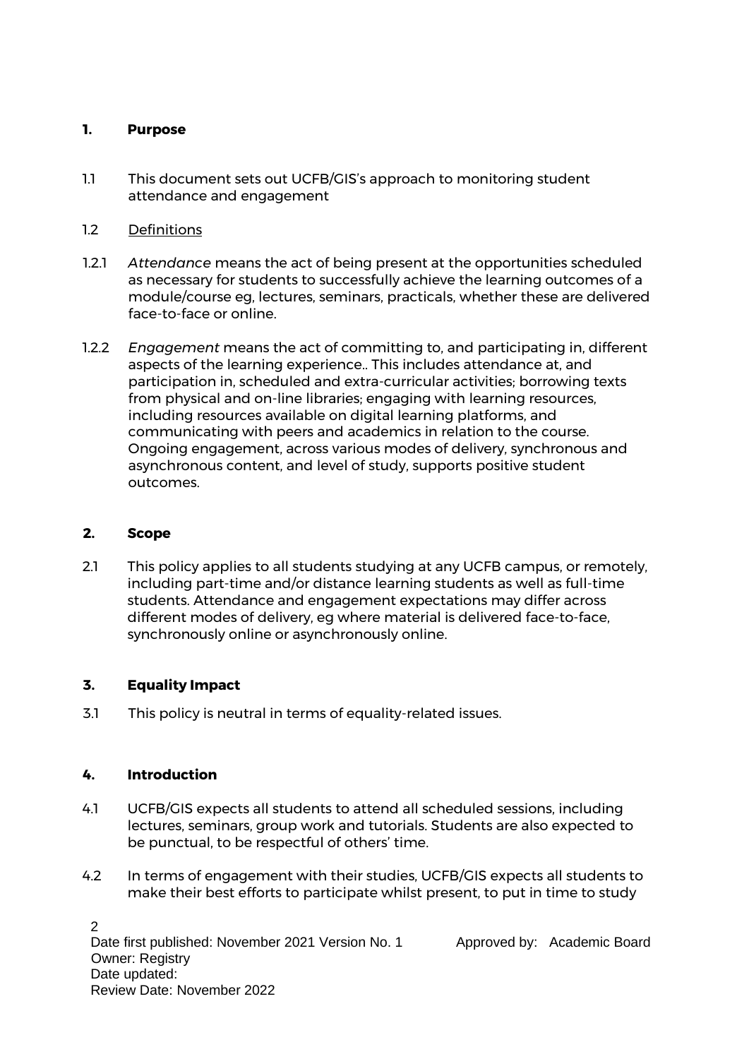## 1. Purpose

1.1 This document sets out UCFB/GIS's approach to monitoring student attendance and engagement

1.2 Definitions

1.2.1 *Attendance* means the act of being present at the opportunities scheduled as necessary for students to successfully achieve the learning outcomes of a module/course eg, lectures, seminars, practicals, whether these are delivered face-to-face or online.

1.2.2 *Engagement* means the act of committing to, and participating in, different aspects of the learning experience.. This includes attendance at, and participation in, scheduled and extra-curricular activities; borrowing texts from physical and on-line libraries; engaging with learning resources, including resources available on digital learning platforms, and communicating with peers and academics in relation to the course. Ongoing engagement, across various modes of delivery, synchronous and asynchronous content, and level of study, supports positive student outcomes.

## 2. Scope

2.1 This policy applies to all students studying at any UCFB campus, or remotely, including part-time and/or distance learning students as well as full-time students. Attendance and engagement expectations may differ across different modes of delivery, eg where material is delivered face-to-face, synchronously online or asynchronously online.

## 3. Equality Impact

3.1 This policy is neutral in terms of equality-related issues.

## 4. Introduction

4.1 UCFB/GIS expects all students to attend all scheduled sessions, including lectures, seminars, group work and tutorials. Students are also expected to be punctual, to be respectful of others' time.

4.2 In terms of engagement with their studies, UCFB/GIS expects all students to make their best efforts to participate whilst present, to put in time to study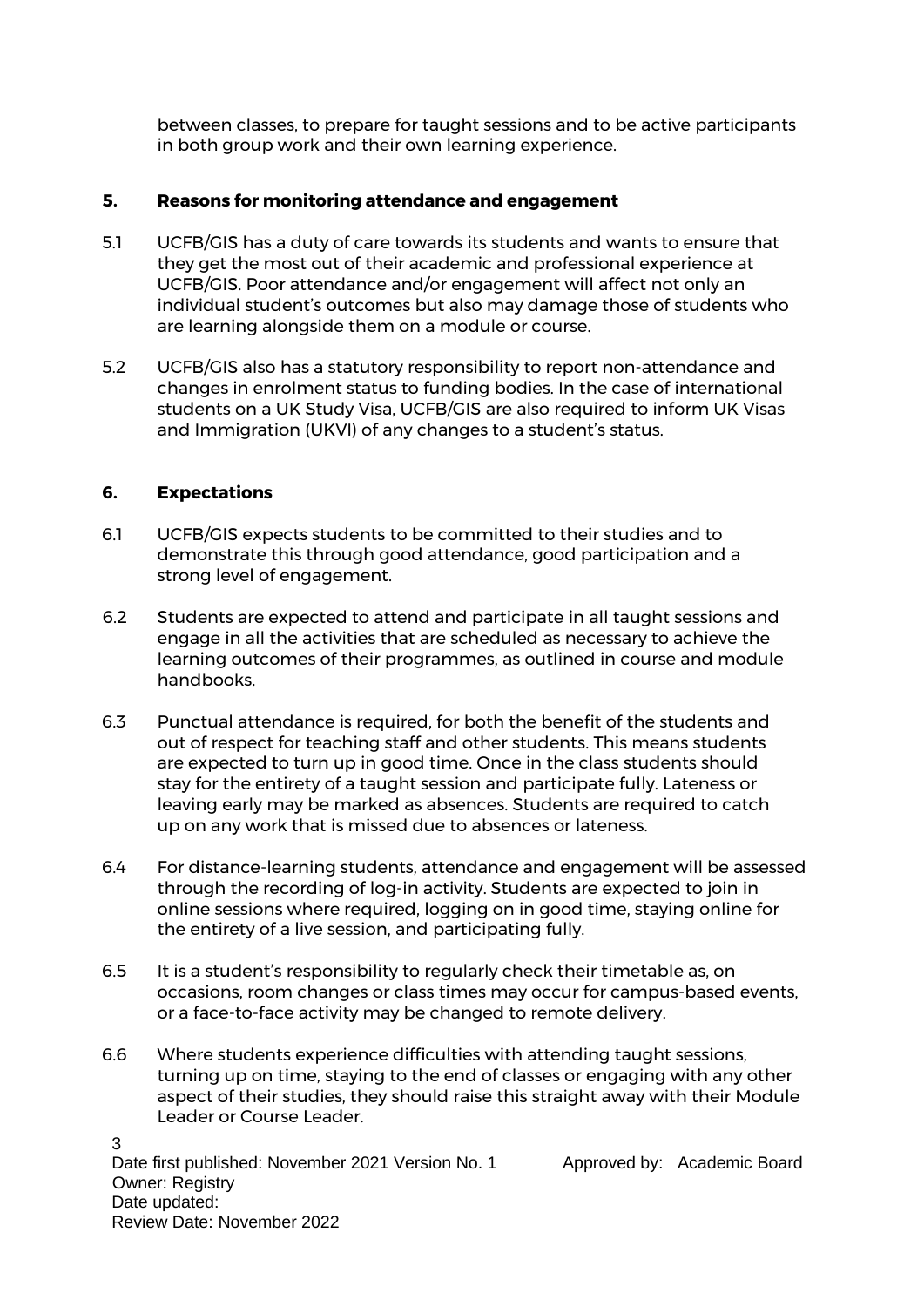between classes, to prepare for taught sessions and to be active participants in both group work and their own learning experience.

## 5. Reasons for monitoring attendance and engagement

5.1 UCFB/GIS has a duty of care towards its students and wants to ensure that they get the most out of their academic and professional experience at UCFB/GIS. Poor attendance and/or engagement will affect not only an individual student's outcomes but also may damage those of students who are learning alongside them on a module or course.

5.2 UCFB/GIS also has a statutory responsibility to report non-attendance and changes in enrolment status to funding bodies. In the case of international students on a UK Study Visa, UCFB/GIS are also required to inform UK Visas and Immigration (UKVI) of any changes to a student's status.

## 6. Expectations

6.1 UCFB/GIS expects students to be committed to their studies and to demonstrate this through good attendance, good participation and a strong level of engagement.

6.2 Students are expected to attend and participate in all taught sessions and engage in all the activities that are scheduled as necessary to achieve the learning outcomes of their programmes, as outlined in course and module handbooks.

6.3 Punctual attendance is required, for both the benefit of the students and out of respect for teaching staff and other students. This means students are expected to turn up in good time. Once in the class students should stay for the entirety of a taught session and participate fully. Lateness or leaving early may be marked as absences. Students are required to catch up on any work that is missed due to absences or lateness.

6.4 For distance-learning students, attendance and engagement will be assessed through the recording of log-in activity. Students are expected to join in online sessions where required, logging on in good time, staying online for the entirety of a live session, and participating fully.

6.5 It is a student's responsibility to regularly check their timetable as, on occasions, room changes or class times may occur for campus-based events, or a face-to-face activity may be changed to remote delivery.

6.6 Where students experience difficulties with attending taught sessions, turning up on time, staying to the end of classes or engaging with any other aspect of their studies, they should raise this straight away with their Module Leader or Course Leader.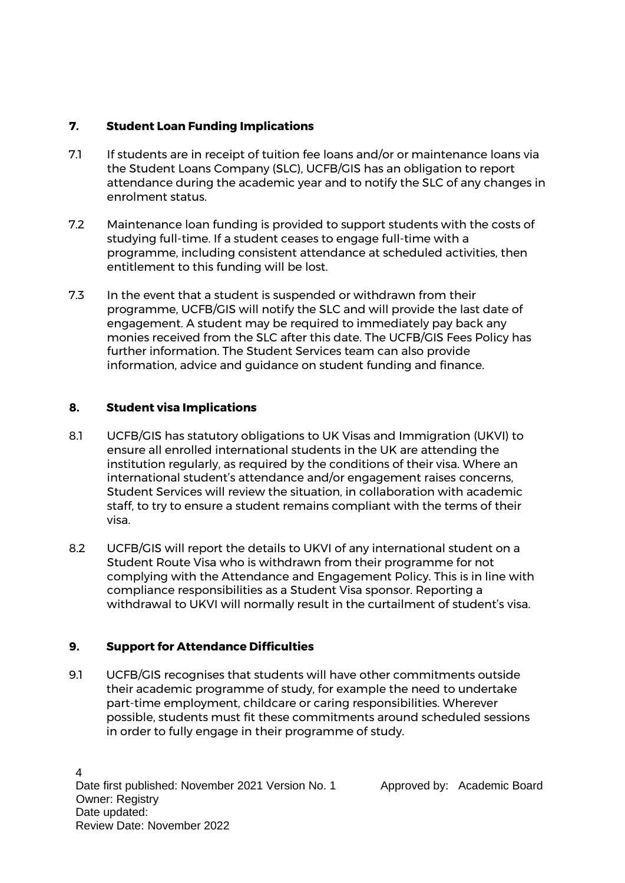## 7. Student Loan Funding Implications

7.1 If students are in receipt of tuition fee loans and/or or maintenance loans via the Student Loans Company (SLC), UCFB/GIS has an obligation to report attendance during the academic year and to notify the SLC of any changes in enrolment status.

7.2 Maintenance loan funding is provided to support students with the costs of studying full-time. If a student ceases to engage full-time with a programme, including consistent attendance at scheduled activities, then entitlement to this funding will be lost.

7.3 In the event that a student is suspended or withdrawn from their programme, UCFB/GIS will notify the SLC and will provide the last date of engagement. A student may be required to immediately pay back any monies received from the SLC after this date. The UCFB/GIS Fees Policy has further information. The Student Services team can also provide information, advice and guidance on student funding and finance.

## 8. Student visa Implications

8.1 UCFB/GIS has statutory obligations to UK Visas and Immigration (UKVI) to ensure all enrolled international students in the UK are attending the institution regularly, as required by the conditions of their visa. Where an international student's attendance and/or engagement raises concerns, Student Services will review the situation, in collaboration with academic staff, to try to ensure a student remains compliant with the terms of their visa.

8.2 UCFB/GIS will report the details to UKVI of any international student on a Student Route Visa who is withdrawn from their programme for not complying with the Attendance and Engagement Policy. This is in line with compliance responsibilities as a Student Visa sponsor. Reporting a withdrawal to UKVI will normally result in the curtailment of student's visa.

## 9. Support for Attendance Difficulties

9.1 UCFB/GIS recognises that students will have other commitments outside their academic programme of study, for example the need to undertake part-time employment, childcare or caring responsibilities. Wherever possible, students must fit these commitments around scheduled sessions in order to fully engage in their programme of study.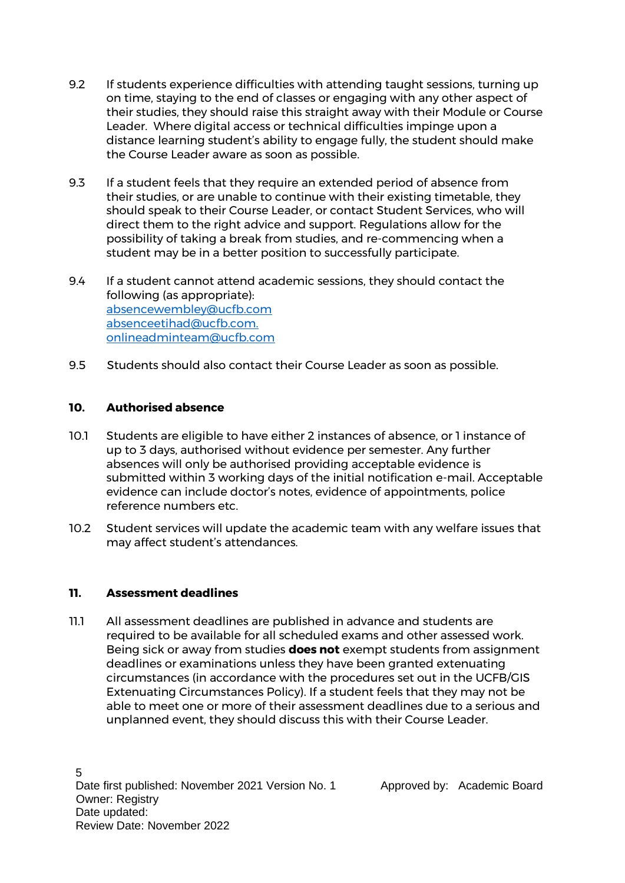9.2 If students experience difficulties with attending taught sessions, turning up on time, staying to the end of classes or engaging with any other aspect of their studies, they should raise this straight away with their Module or Course Leader. Where digital access or technical difficulties impinge upon a distance learning student's ability to engage fully, the student should make the Course Leader aware as soon as possible.

9.3 If a student feels that they require an extended period of absence from their studies, or are unable to continue with their existing timetable, they should speak to their Course Leader, or contact Student Services, who will direct them to the right advice and support. Regulations allow for the possibility of taking a break from studies, and re-commencing when a student may be in a better position to successfully participate.

9.4 If a student cannot attend academic sessions, they should contact the following (as appropriate):
absencewembley@ucfb.com
absenceetihad@ucfb.com.
onlineadminteam@ucfb.com

9.5 Students should also contact their Course Leader as soon as possible.

## 10. Authorised absence

10.1 Students are eligible to have either 2 instances of absence, or 1 instance of up to 3 days, authorised without evidence per semester. Any further absences will only be authorised providing acceptable evidence is submitted within 3 working days of the initial notification e-mail. Acceptable evidence can include doctor's notes, evidence of appointments, police reference numbers etc.

10.2 Student services will update the academic team with any welfare issues that may affect student's attendances.

## 11. Assessment deadlines

11.1 All assessment deadlines are published in advance and students are required to be available for all scheduled exams and other assessed work. Being sick or away from studies **does not** exempt students from assignment deadlines or examinations unless they have been granted extenuating circumstances (in accordance with the procedures set out in the UCFB/GIS Extenuating Circumstances Policy). If a student feels that they may not be able to meet one or more of their assessment deadlines due to a serious and unplanned event, they should discuss this with their Course Leader.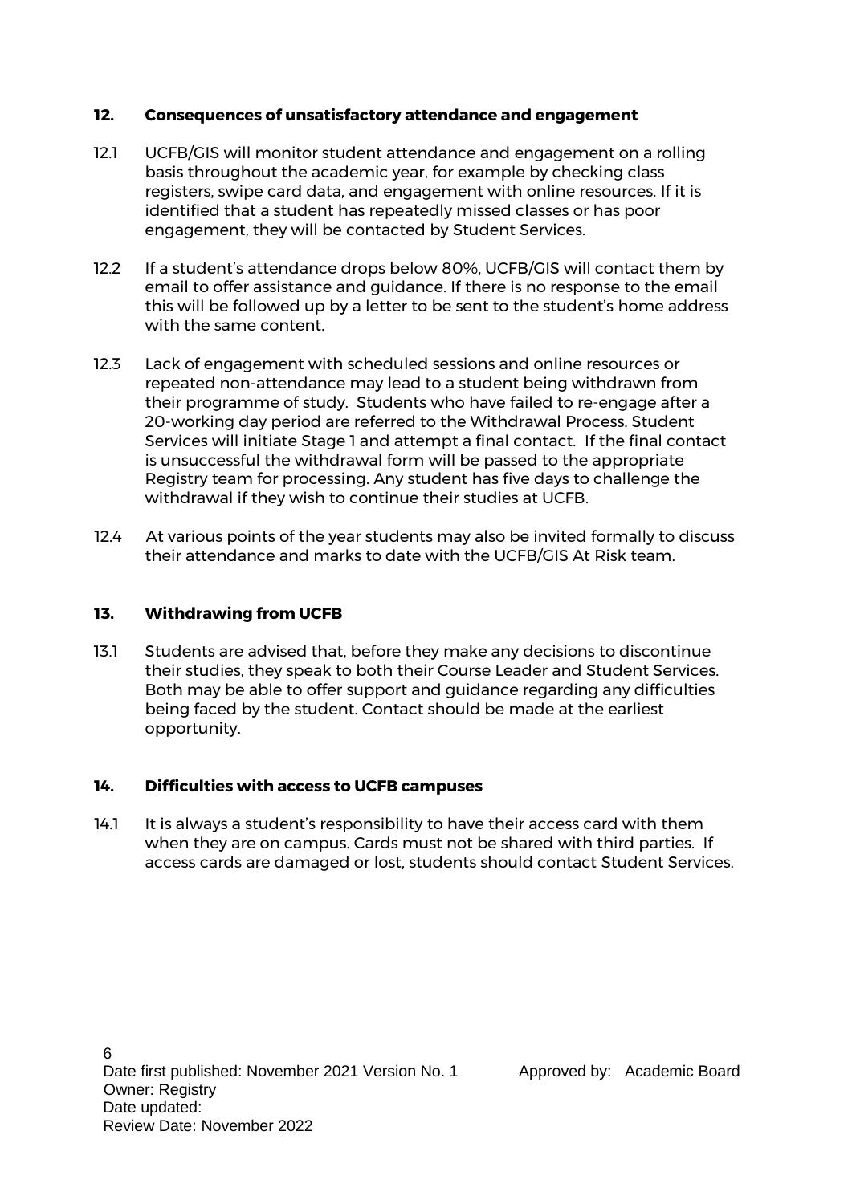## 12. Consequences of unsatisfactory attendance and engagement

12.1 UCFB/GIS will monitor student attendance and engagement on a rolling basis throughout the academic year, for example by checking class registers, swipe card data, and engagement with online resources. If it is identified that a student has repeatedly missed classes or has poor engagement, they will be contacted by Student Services.

12.2 If a student's attendance drops below 80%, UCFB/GIS will contact them by email to offer assistance and guidance. If there is no response to the email this will be followed up by a letter to be sent to the student's home address with the same content.

12.3 Lack of engagement with scheduled sessions and online resources or repeated non-attendance may lead to a student being withdrawn from their programme of study. Students who have failed to re-engage after a 20-working day period are referred to the Withdrawal Process. Student Services will initiate Stage 1 and attempt a final contact. If the final contact is unsuccessful the withdrawal form will be passed to the appropriate Registry team for processing. Any student has five days to challenge the withdrawal if they wish to continue their studies at UCFB.

12.4 At various points of the year students may also be invited formally to discuss their attendance and marks to date with the UCFB/GIS At Risk team.

## 13. Withdrawing from UCFB

13.1 Students are advised that, before they make any decisions to discontinue their studies, they speak to both their Course Leader and Student Services. Both may be able to offer support and guidance regarding any difficulties being faced by the student. Contact should be made at the earliest opportunity.

## 14. Difficulties with access to UCFB campuses

14.1 It is always a student's responsibility to have their access card with them when they are on campus. Cards must not be shared with third parties. If access cards are damaged or lost, students should contact Student Services.